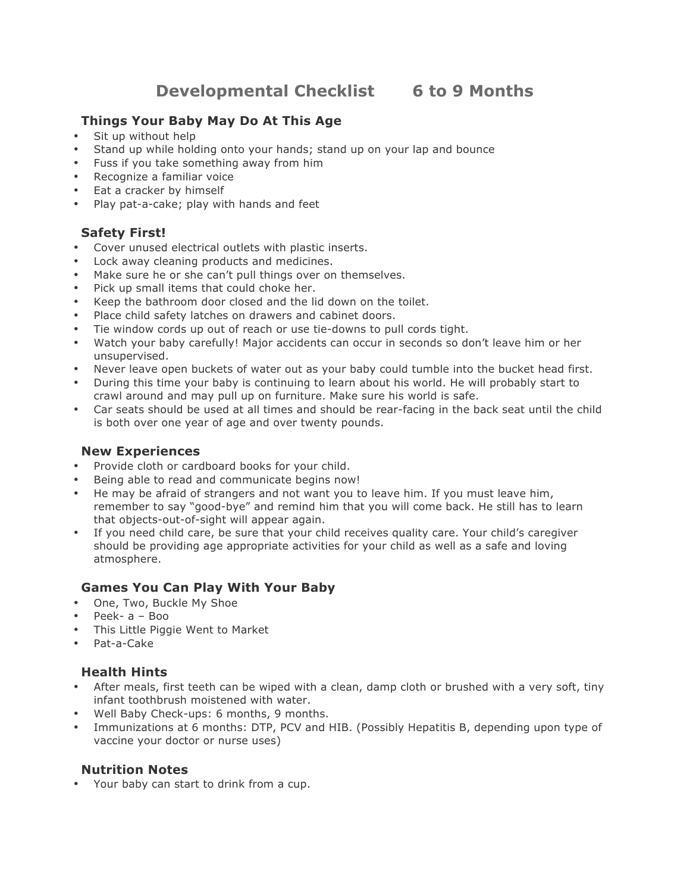# Developmental Checklist 6 to 9 Months

## Things Your Baby May Do At This Age

- Sit up without help
- Stand up while holding onto your hands; stand up on your lap and bounce
- Fuss if you take something away from him
- Recognize a familiar voice
- Eat a cracker by himself
- Play pat-a-cake; play with hands and feet

## Safety First!

- Cover unused electrical outlets with plastic inserts.
- Lock away cleaning products and medicines.
- Make sure he or she can't pull things over on themselves.
- Pick up small items that could choke her.
- Keep the bathroom door closed and the lid down on the toilet.
- Place child safety latches on drawers and cabinet doors.
- Tie window cords up out of reach or use tie-downs to pull cords tight.
- Watch your baby carefully! Major accidents can occur in seconds so don't leave him or her unsupervised.
- Never leave open buckets of water out as your baby could tumble into the bucket head first.
- During this time your baby is continuing to learn about his world. He will probably start to crawl around and may pull up on furniture. Make sure his world is safe.
- Car seats should be used at all times and should be rear-facing in the back seat until the child is both over one year of age and over twenty pounds.

## New Experiences

- Provide cloth or cardboard books for your child.
- Being able to read and communicate begins now!
- He may be afraid of strangers and not want you to leave him. If you must leave him, remember to say "good-bye" and remind him that you will come back. He still has to learn that objects-out-of-sight will appear again.
- If you need child care, be sure that your child receives quality care. Your child's caregiver should be providing age appropriate activities for your child as well as a safe and loving atmosphere.

## Games You Can Play With Your Baby

- One, Two, Buckle My Shoe
- Peek- a – Boo
- This Little Piggie Went to Market
- Pat-a-Cake

## Health Hints

- After meals, first teeth can be wiped with a clean, damp cloth or brushed with a very soft, tiny infant toothbrush moistened with water.
- Well Baby Check-ups: 6 months, 9 months.
- Immunizations at 6 months: DTP, PCV and HIB. (Possibly Hepatitis B, depending upon type of vaccine your doctor or nurse uses)

## Nutrition Notes

- Your baby can start to drink from a cup.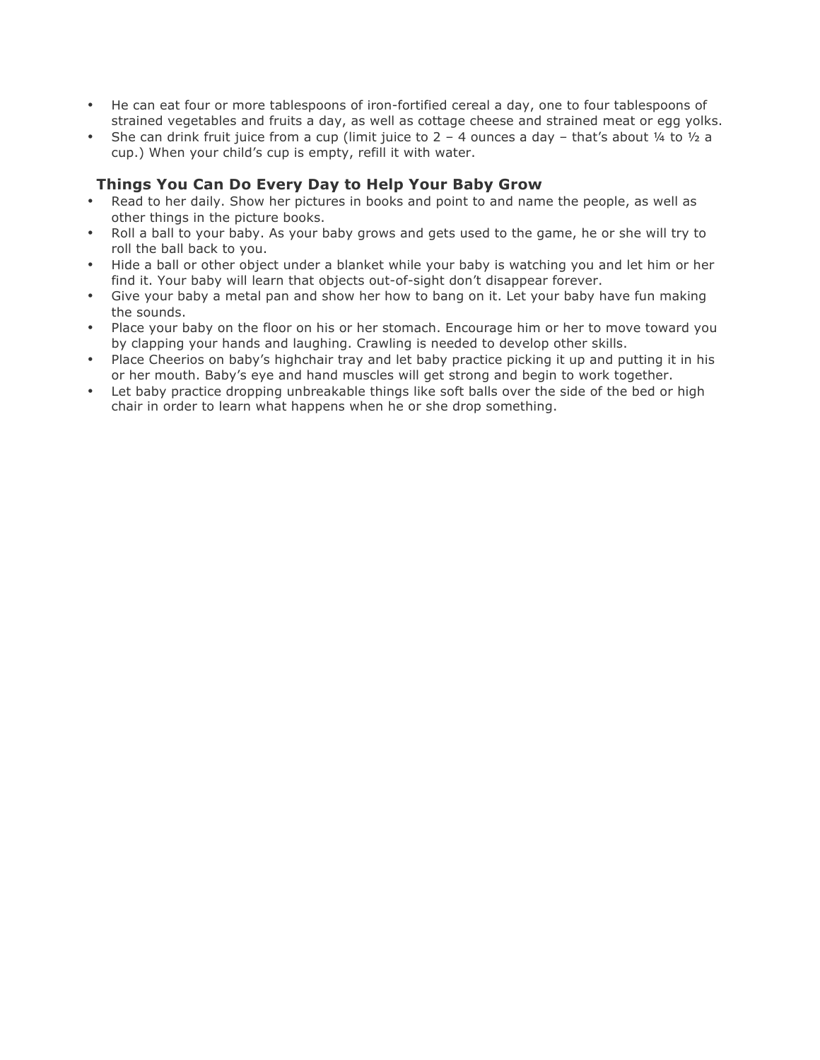- He can eat four or more tablespoons of iron-fortified cereal a day, one to four tablespoons of strained vegetables and fruits a day, as well as cottage cheese and strained meat or egg yolks.
- She can drink fruit juice from a cup (limit juice to 2 – 4 ounces a day – that's about ¼ to ½ a cup.) When your child's cup is empty, refill it with water.

## Things You Can Do Every Day to Help Your Baby Grow

- Read to her daily. Show her pictures in books and point to and name the people, as well as other things in the picture books.
- Roll a ball to your baby. As your baby grows and gets used to the game, he or she will try to roll the ball back to you.
- Hide a ball or other object under a blanket while your baby is watching you and let him or her find it. Your baby will learn that objects out-of-sight don't disappear forever.
- Give your baby a metal pan and show her how to bang on it. Let your baby have fun making the sounds.
- Place your baby on the floor on his or her stomach. Encourage him or her to move toward you by clapping your hands and laughing. Crawling is needed to develop other skills.
- Place Cheerios on baby's highchair tray and let baby practice picking it up and putting it in his or her mouth. Baby's eye and hand muscles will get strong and begin to work together.
- Let baby practice dropping unbreakable things like soft balls over the side of the bed or high chair in order to learn what happens when he or she drop something.